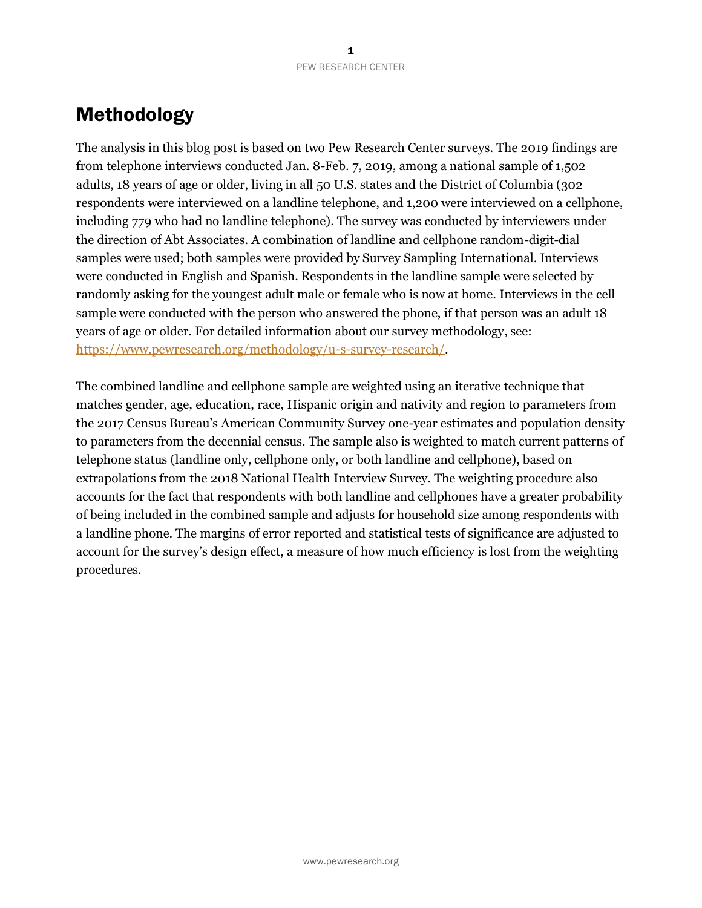# Methodology

The analysis in this blog post is based on two Pew Research Center surveys. The 2019 findings are from telephone interviews conducted Jan. 8-Feb. 7, 2019, among a national sample of 1,502 adults, 18 years of age or older, living in all 50 U.S. states and the District of Columbia (302 respondents were interviewed on a landline telephone, and 1,200 were interviewed on a cellphone, including 779 who had no landline telephone). The survey was conducted by interviewers under the direction of Abt Associates. A combination of landline and cellphone random-digit-dial samples were used; both samples were provided by Survey Sampling International. Interviews were conducted in English and Spanish. Respondents in the landline sample were selected by randomly asking for the youngest adult male or female who is now at home. Interviews in the cell sample were conducted with the person who answered the phone, if that person was an adult 18 years of age or older. For detailed information about our survey methodology, see: [https://www.pewresearch.org/methodology/u-s-survey-research/](https://www.pewresearch.org/methodology/u-s-survey-research/).

The combined landline and cellphone sample are weighted using an iterative technique that matches gender, age, education, race, Hispanic origin and nativity and region to parameters from the 2017 Census Bureau's American Community Survey one-year estimates and population density to parameters from the decennial census. The sample also is weighted to match current patterns of telephone status (landline only, cellphone only, or both landline and cellphone), based on extrapolations from the 2018 National Health Interview Survey. The weighting procedure also accounts for the fact that respondents with both landline and cellphones have a greater probability of being included in the combined sample and adjusts for household size among respondents with a landline phone. The margins of error reported and statistical tests of significance are adjusted to account for the survey's design effect, a measure of how much efficiency is lost from the weighting procedures.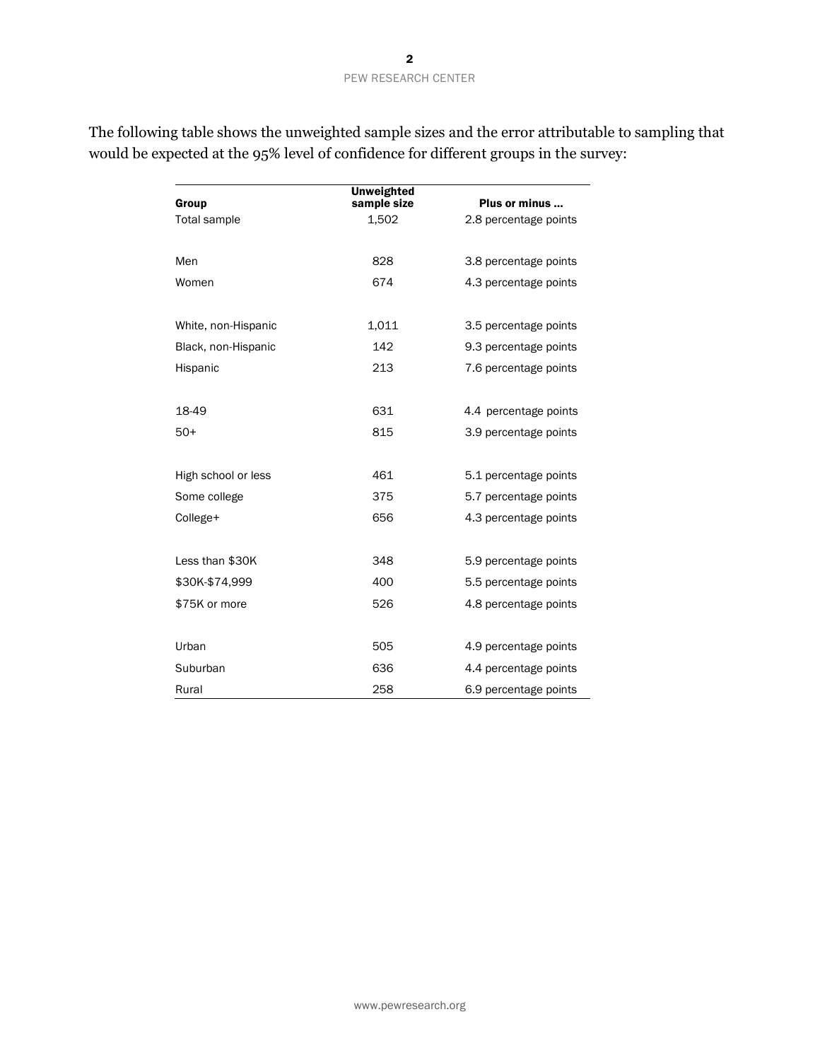The following table shows the unweighted sample sizes and the error attributable to sampling that would be expected at the 95% level of confidence for different groups in the survey:

| Group | Unweighted sample size | Plus or minus ... |
|---|---|---|
| Total sample | 1,502 | 2.8 percentage points |
| | | |
| Men | 828 | 3.8 percentage points |
| Women | 674 | 4.3 percentage points |
| | | |
| White, non-Hispanic | 1,011 | 3.5 percentage points |
| Black, non-Hispanic | 142 | 9.3 percentage points |
| Hispanic | 213 | 7.6 percentage points |
| | | |
| 18-49 | 631 | 4.4 percentage points |
| 50+ | 815 | 3.9 percentage points |
| | | |
| High school or less | 461 | 5.1 percentage points |
| Some college | 375 | 5.7 percentage points |
| College+ | 656 | 4.3 percentage points |
| | | |
| Less than $30K | 348 | 5.9 percentage points |
| $30K-$74,999 | 400 | 5.5 percentage points |
| $75K or more | 526 | 4.8 percentage points |
| | | |
| Urban | 505 | 4.9 percentage points |
| Suburban | 636 | 4.4 percentage points |
| Rural | 258 | 6.9 percentage points |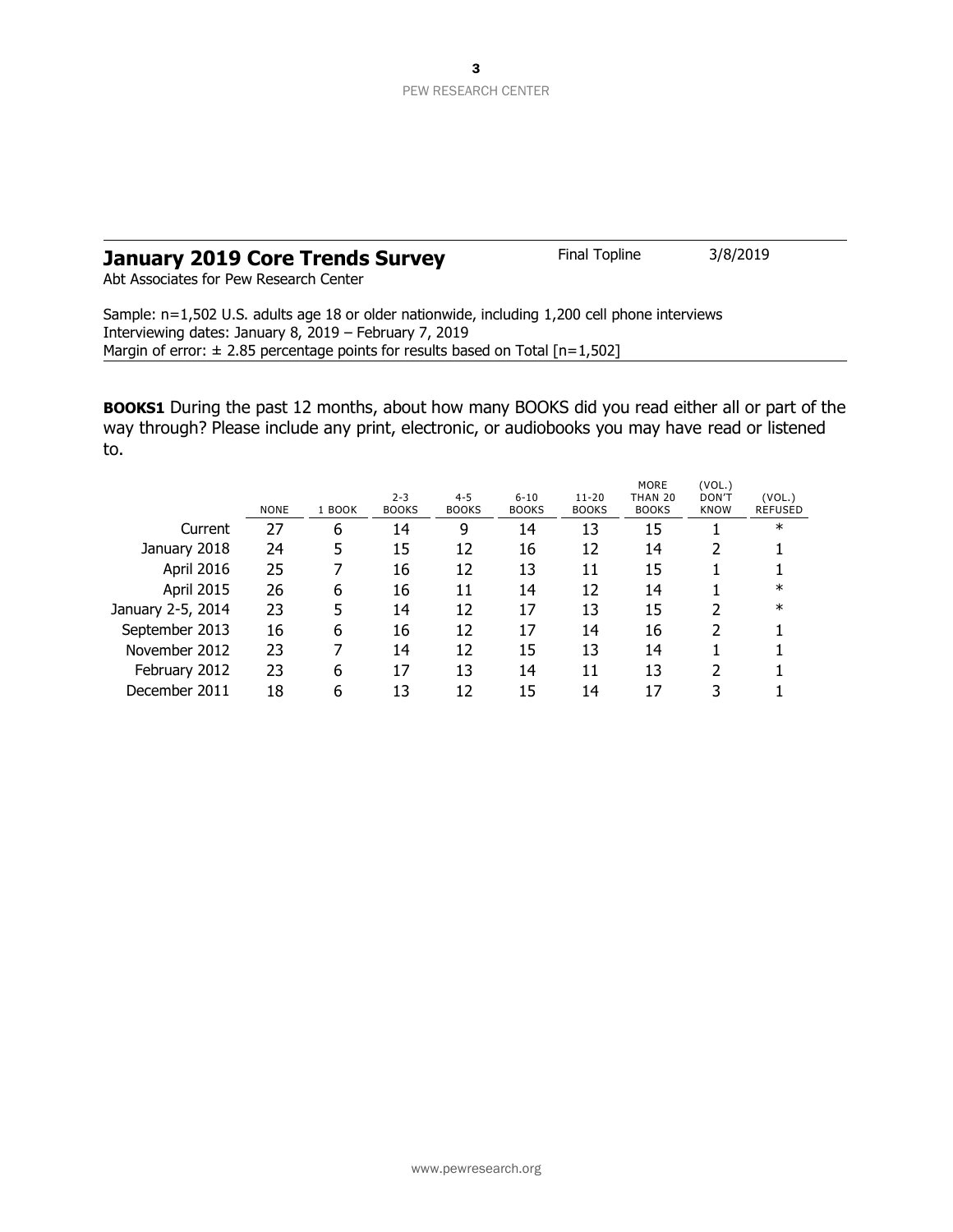## January 2019 Core Trends Survey

Final Topline 3/8/2019

Abt Associates for Pew Research Center

Sample: n=1,502 U.S. adults age 18 or older nationwide, including 1,200 cell phone interviews
Interviewing dates: January 8, 2019 – February 7, 2019
Margin of error: ± 2.85 percentage points for results based on Total [n=1,502]

**BOOKS1** During the past 12 months, about how many BOOKS did you read either all or part of the way through? Please include any print, electronic, or audiobooks you may have read or listened to.

| | NONE | 1 BOOK | 2-3 BOOKS | 4-5 BOOKS | 6-10 BOOKS | 11-20 BOOKS | MORE THAN 20 BOOKS | (VOL.) DON'T KNOW | (VOL.) REFUSED |
|---|---|---|---|---|---|---|---|---|---|
| Current | 27 | 6 | 14 | 9 | 14 | 13 | 15 | 1 | * |
| January 2018 | 24 | 5 | 15 | 12 | 16 | 12 | 14 | 2 | 1 |
| April 2016 | 25 | 7 | 16 | 12 | 13 | 11 | 15 | 1 | 1 |
| April 2015 | 26 | 6 | 16 | 11 | 14 | 12 | 14 | 1 | * |
| January 2-5, 2014 | 23 | 5 | 14 | 12 | 17 | 13 | 15 | 2 | * |
| September 2013 | 16 | 6 | 16 | 12 | 17 | 14 | 16 | 2 | 1 |
| November 2012 | 23 | 7 | 14 | 12 | 15 | 13 | 14 | 1 | 1 |
| February 2012 | 23 | 6 | 17 | 13 | 14 | 11 | 13 | 2 | 1 |
| December 2011 | 18 | 6 | 13 | 12 | 15 | 14 | 17 | 3 | 1 |